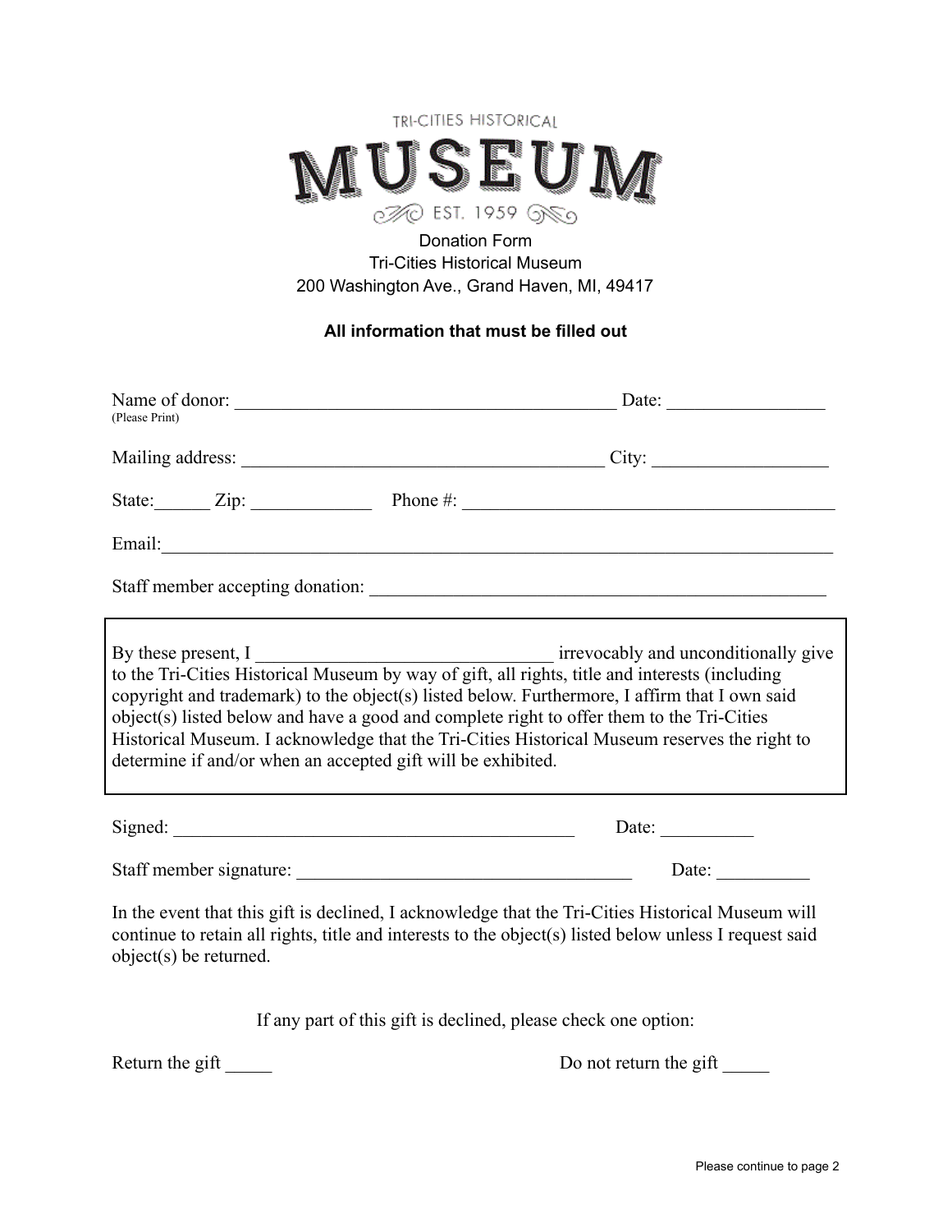TRI-CITIES HISTORICAL

# MUSEUM

EST. 1959

Donation Form
Tri-Cities Historical Museum
200 Washington Ave., Grand Haven, MI, 49417

**All information that must be filled out**

Name of donor: ____________________________________________ Date: _________________
(Please Print)

Mailing address: ________________________________________ City: ___________________

State:______ Zip: _____________ Phone #: ________________________________________

Email:___________________________________________________________________________

Staff member accepting donation: ___________________________________________________

By these present, I _________________________________ irrevocably and unconditionally give to the Tri-Cities Historical Museum by way of gift, all rights, title and interests (including copyright and trademark) to the object(s) listed below. Furthermore, I affirm that I own said object(s) listed below and have a good and complete right to offer them to the Tri-Cities Historical Museum. I acknowledge that the Tri-Cities Historical Museum reserves the right to determine if and/or when an accepted gift will be exhibited.

Signed: ____________________________________________ Date: __________

Staff member signature: _____________________________________ Date: __________

In the event that this gift is declined, I acknowledge that the Tri-Cities Historical Museum will continue to retain all rights, title and interests to the object(s) listed below unless I request said object(s) be returned.

If any part of this gift is declined, please check one option:

Return the gift _____ Do not return the gift _____

Please continue to page 2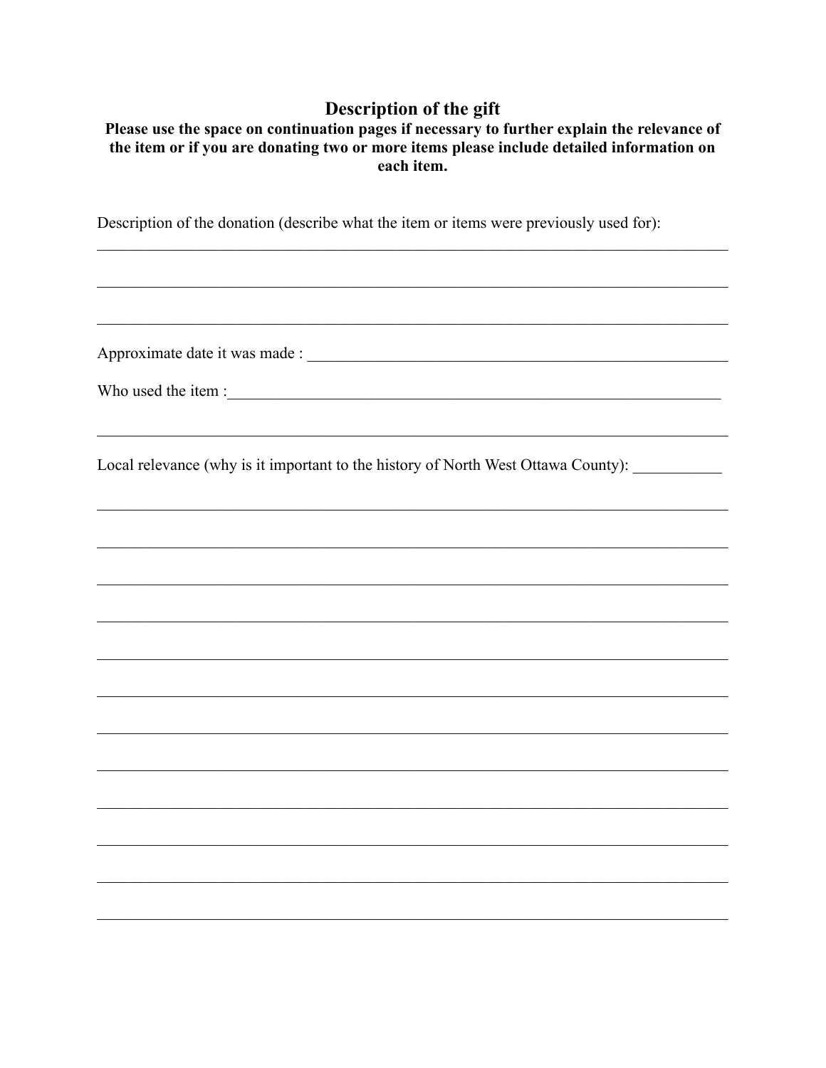## Description of the gift

**Please use the space on continuation pages if necessary to further explain the relevance of the item or if you are donating two or more items please include detailed information on each item.**

Description of the donation (describe what the item or items were previously used for): ___________________________________________________________________________

___________________________________________________________________________

___________________________________________________________________________

Approximate date it was made : ________________________________________________

Who used the item :__________________________________________________________

___________________________________________________________________________

Local relevance (why is it important to the history of North West Ottawa County): ___________

___________________________________________________________________________

___________________________________________________________________________

___________________________________________________________________________

___________________________________________________________________________

___________________________________________________________________________

___________________________________________________________________________

___________________________________________________________________________

___________________________________________________________________________

___________________________________________________________________________

___________________________________________________________________________

___________________________________________________________________________

___________________________________________________________________________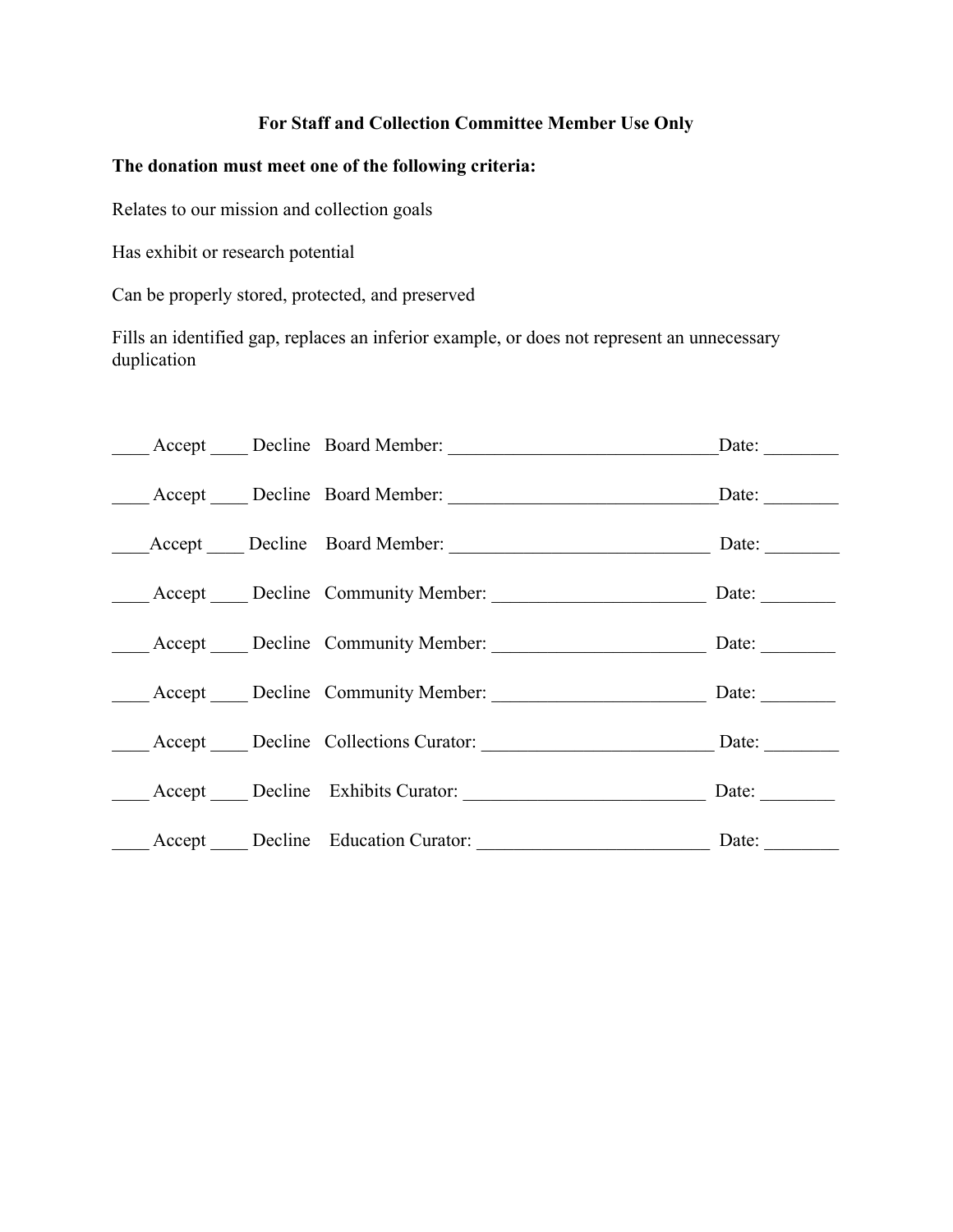**For Staff and Collection Committee Member Use Only**

**The donation must meet one of the following criteria:**

Relates to our mission and collection goals

Has exhibit or research potential

Can be properly stored, protected, and preserved

Fills an identified gap, replaces an inferior example, or does not represent an unnecessary duplication

____ Accept ____ Decline Board Member: _____________________________Date: ________

____ Accept ____ Decline Board Member: _____________________________Date: ________

____Accept ____ Decline Board Member: ____________________________ Date: ________

____ Accept ____ Decline Community Member: ______________________ Date: ________

____ Accept ____ Decline Community Member: ______________________ Date: ________

____ Accept ____ Decline Community Member: ______________________ Date: ________

____ Accept ____ Decline Collections Curator: ________________________ Date: ________

____ Accept ____ Decline Exhibits Curator: __________________________ Date: ________

____ Accept ____ Decline Education Curator: _________________________ Date: ________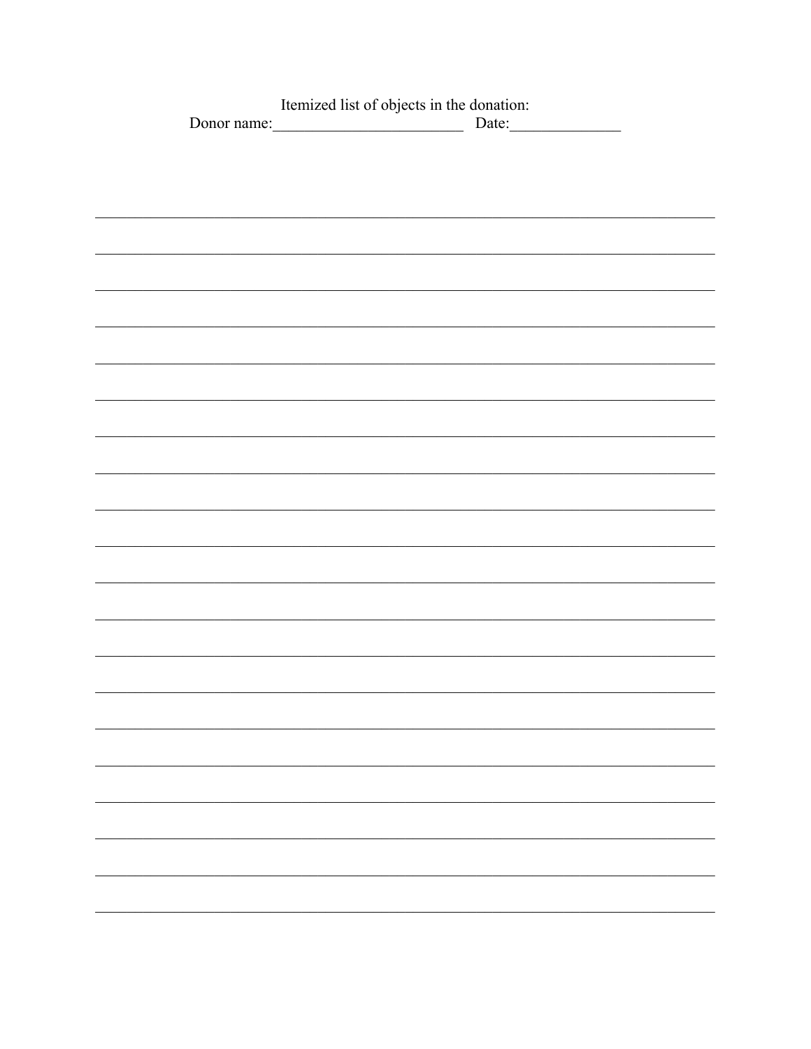Itemized list of objects in the donation:

Donor name:________________________ Date:______________

___________________________________________________________________________

___________________________________________________________________________

___________________________________________________________________________

___________________________________________________________________________

___________________________________________________________________________

___________________________________________________________________________

___________________________________________________________________________

___________________________________________________________________________

___________________________________________________________________________

___________________________________________________________________________

___________________________________________________________________________

___________________________________________________________________________

___________________________________________________________________________

___________________________________________________________________________

___________________________________________________________________________

___________________________________________________________________________

___________________________________________________________________________

___________________________________________________________________________

___________________________________________________________________________

___________________________________________________________________________